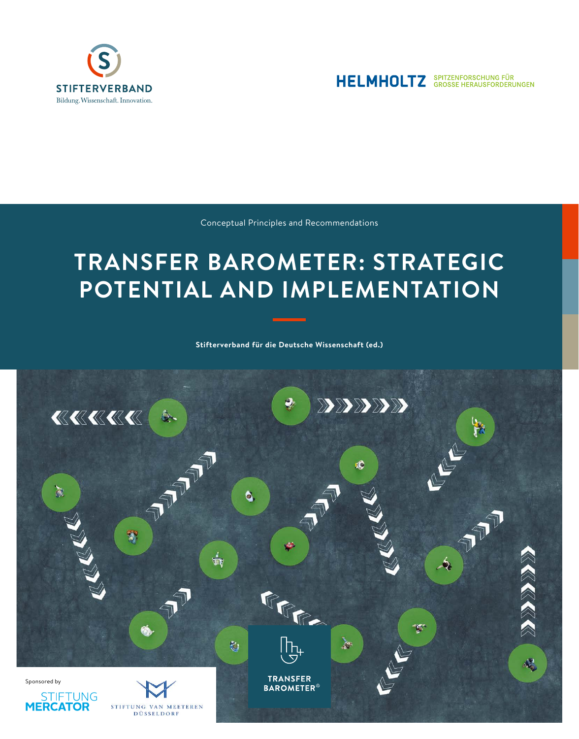STIFTERVERBAND

Bildung. Wissenschaft. Innovation.

HELMHOLTZ SPITZENFORSCHUNG FÜR GROSSE HERAUSFORDERUNGEN

Conceptual Principles and Recommendations

# TRANSFER BAROMETER: STRATEGIC POTENTIAL AND IMPLEMENTATION

**Stifterverband für die Deutsche Wissenschaft (ed.)**

Sponsored by

STIFTUNG MERCATOR

STIFTUNG VAN MEETEREN DÜSSELDORF

TRANSFER BAROMETER®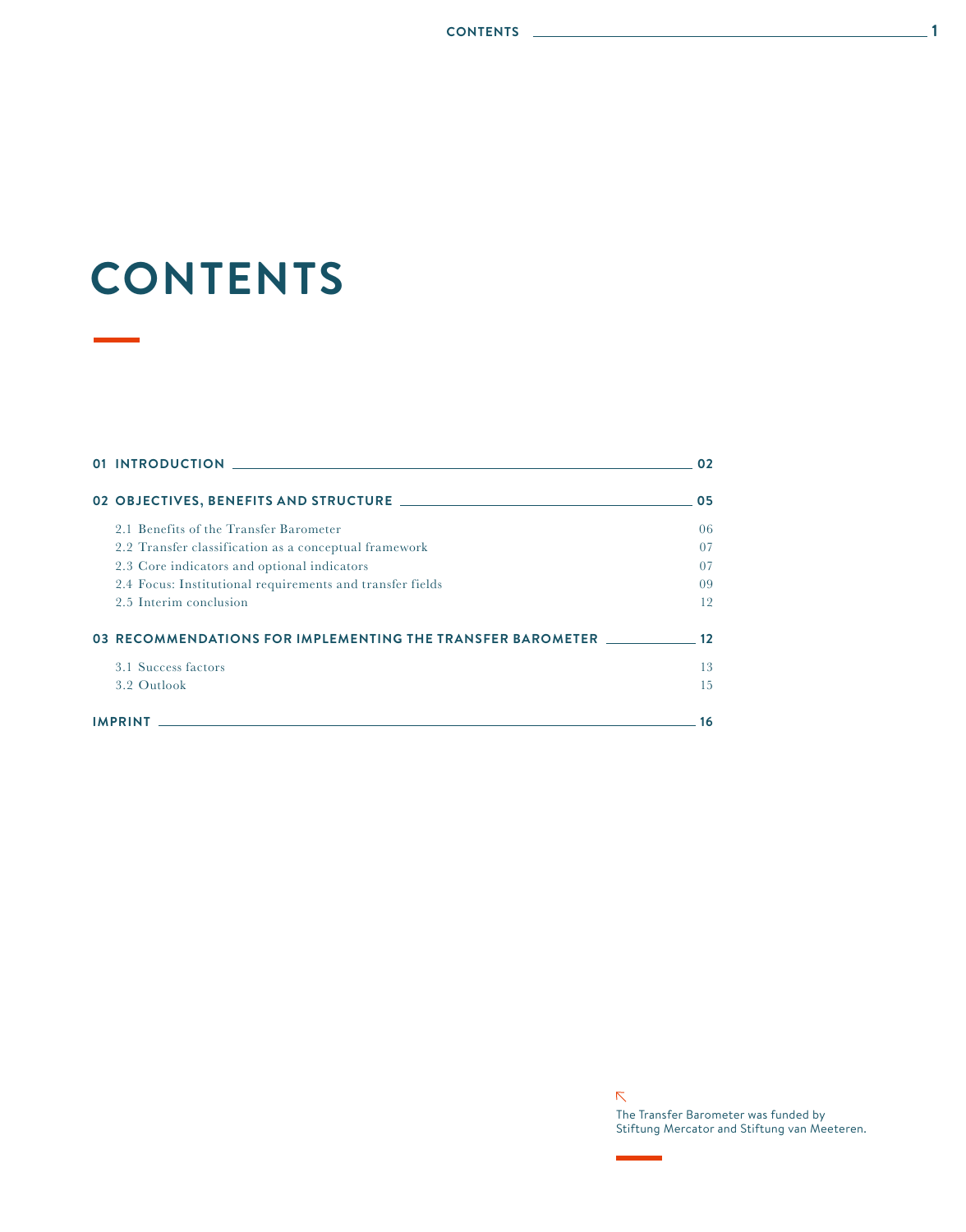# CONTENTS

| | |
|---|---|
| **01 INTRODUCTION** | **02** |
| **02 OBJECTIVES, BENEFITS AND STRUCTURE** | **05** |
| 2.1 Benefits of the Transfer Barometer | 06 |
| 2.2 Transfer classification as a conceptual framework | 07 |
| 2.3 Core indicators and optional indicators | 07 |
| 2.4 Focus: Institutional requirements and transfer fields | 09 |
| 2.5 Interim conclusion | 12 |
| **03 RECOMMENDATIONS FOR IMPLEMENTING THE TRANSFER BAROMETER** | **12** |
| 3.1 Success factors | 13 |
| 3.2 Outlook | 15 |
| **IMPRINT** | **16** |

The Transfer Barometer was funded by Stiftung Mercator and Stiftung van Meeteren.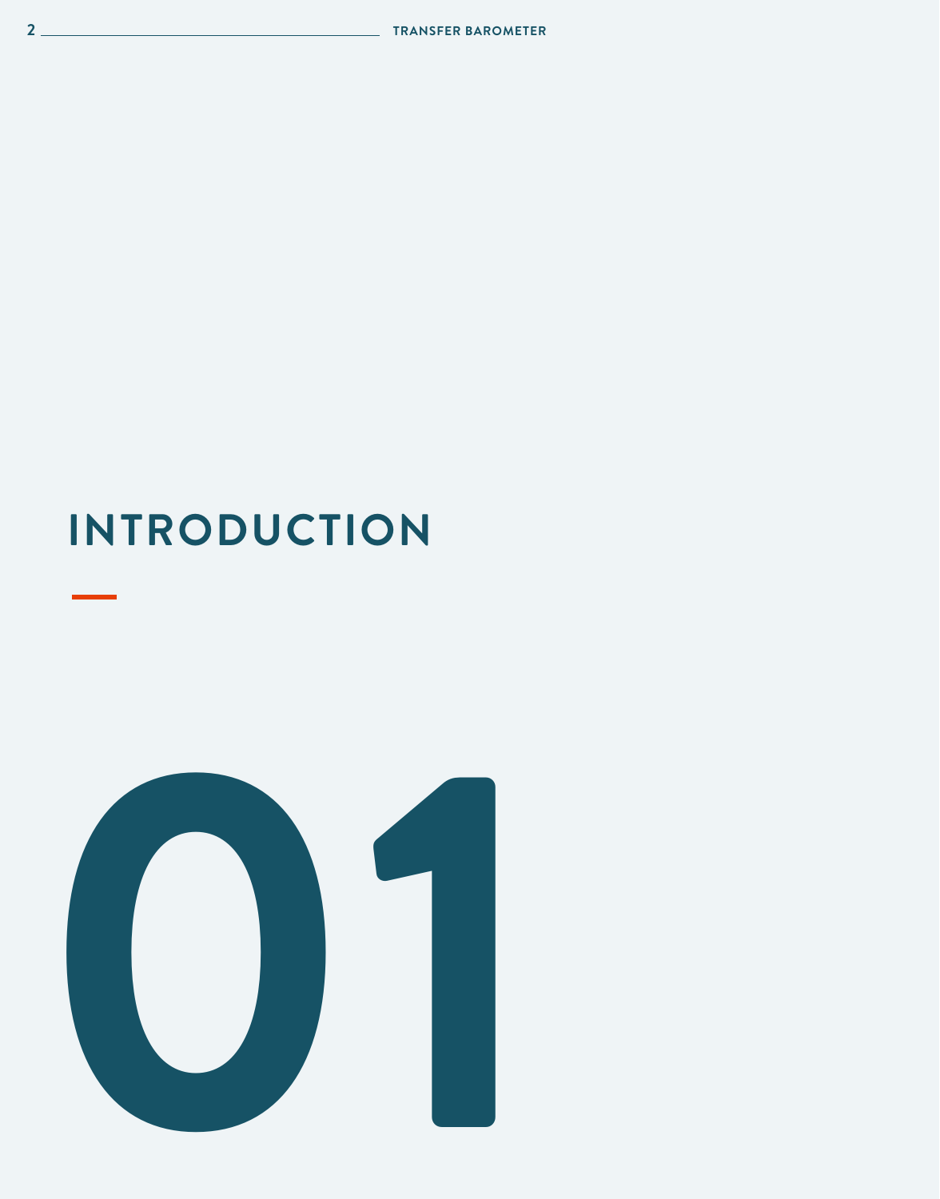# INTRODUCTION

01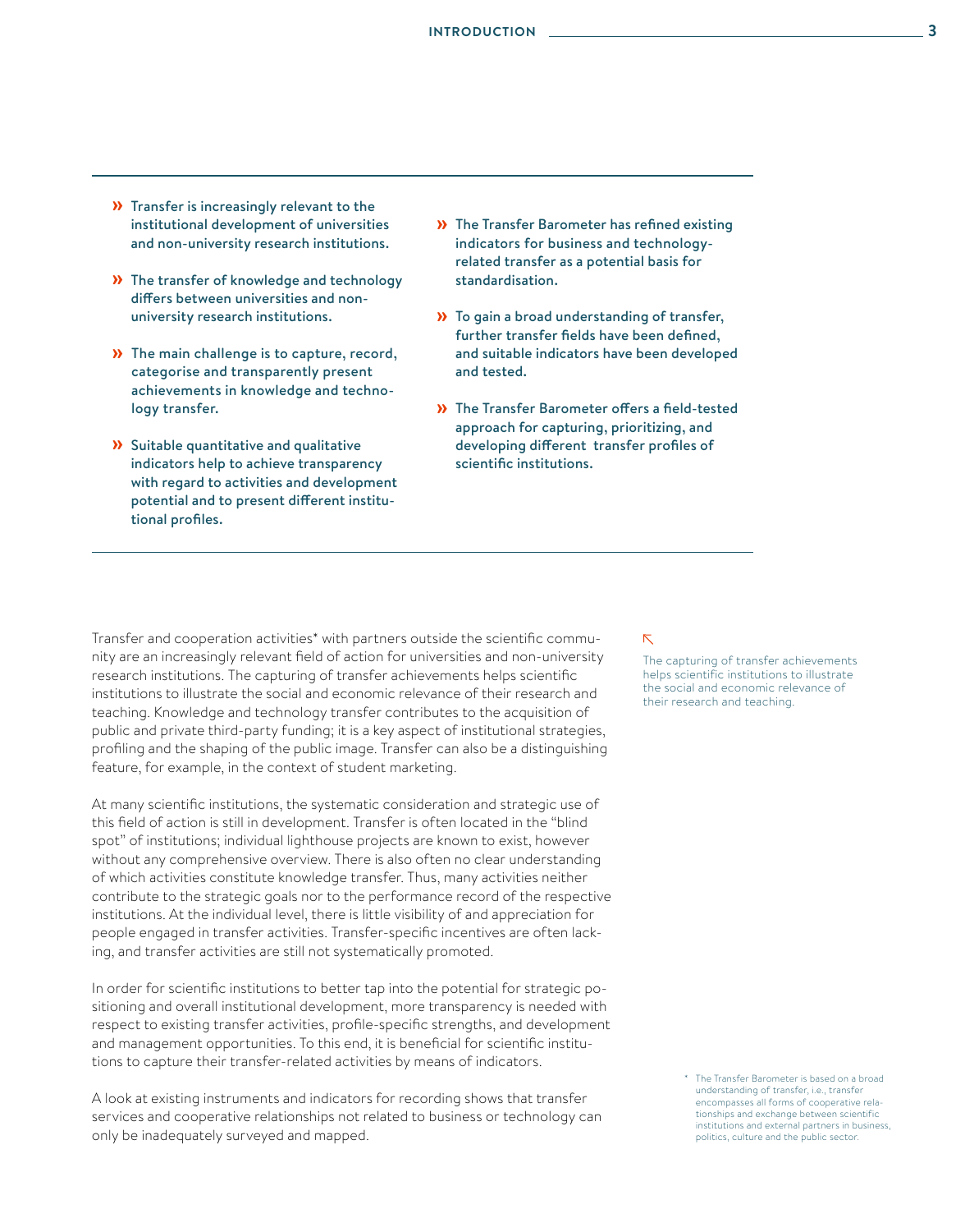- Transfer is increasingly relevant to the institutional development of universities and non-university research institutions.
- The transfer of knowledge and technology differs between universities and non-university research institutions.
- The main challenge is to capture, record, categorise and transparently present achievements in knowledge and technology transfer.
- Suitable quantitative and qualitative indicators help to achieve transparency with regard to activities and development potential and to present different institutional profiles.
- The Transfer Barometer has refined existing indicators for business and technology-related transfer as a potential basis for standardisation.
- To gain a broad understanding of transfer, further transfer fields have been defined, and suitable indicators have been developed and tested.
- The Transfer Barometer offers a field-tested approach for capturing, prioritizing, and developing different transfer profiles of scientific institutions.

Transfer and cooperation activities* with partners outside the scientific community are an increasingly relevant field of action for universities and non-university research institutions. The capturing of transfer achievements helps scientific institutions to illustrate the social and economic relevance of their research and teaching. Knowledge and technology transfer contributes to the acquisition of public and private third-party funding; it is a key aspect of institutional strategies, profiling and the shaping of the public image. Transfer can also be a distinguishing feature, for example, in the context of student marketing.

> The capturing of transfer achievements helps scientific institutions to illustrate the social and economic relevance of their research and teaching.

At many scientific institutions, the systematic consideration and strategic use of this field of action is still in development. Transfer is often located in the "blind spot" of institutions; individual lighthouse projects are known to exist, however without any comprehensive overview. There is also often no clear understanding of which activities constitute knowledge transfer. Thus, many activities neither contribute to the strategic goals nor to the performance record of the respective institutions. At the individual level, there is little visibility of and appreciation for people engaged in transfer activities. Transfer-specific incentives are often lacking, and transfer activities are still not systematically promoted.

In order for scientific institutions to better tap into the potential for strategic positioning and overall institutional development, more transparency is needed with respect to existing transfer activities, profile-specific strengths, and development and management opportunities. To this end, it is beneficial for scientific institutions to capture their transfer-related activities by means of indicators.

A look at existing instruments and indicators for recording shows that transfer services and cooperative relationships not related to business or technology can only be inadequately surveyed and mapped.

\* The Transfer Barometer is based on a broad understanding of transfer, i.e., transfer encompasses all forms of cooperative relationships and exchange between scientific institutions and external partners in business, politics, culture and the public sector.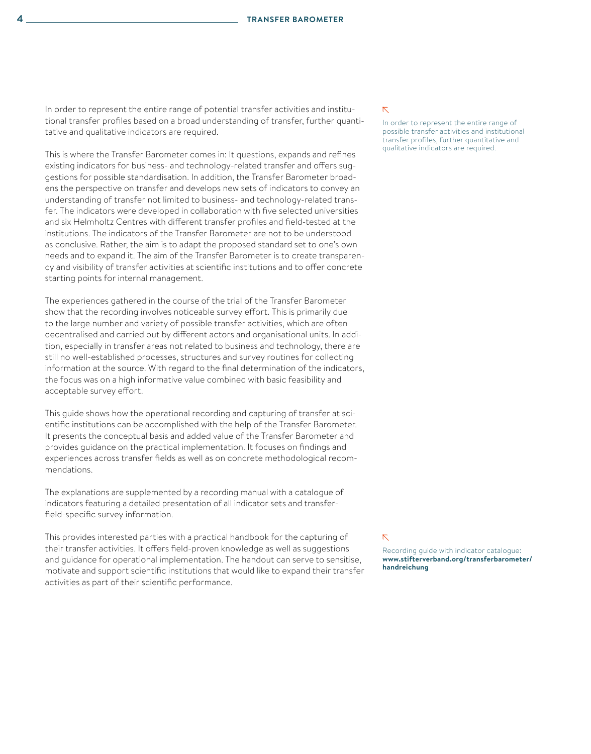In order to represent the entire range of potential transfer activities and institutional transfer profiles based on a broad understanding of transfer, further quantitative and qualitative indicators are required.

> In order to represent the entire range of possible transfer activities and institutional transfer profiles, further quantitative and qualitative indicators are required.

This is where the Transfer Barometer comes in: It questions, expands and refines existing indicators for business- and technology-related transfer and offers suggestions for possible standardisation. In addition, the Transfer Barometer broadens the perspective on transfer and develops new sets of indicators to convey an understanding of transfer not limited to business- and technology-related transfer. The indicators were developed in collaboration with five selected universities and six Helmholtz Centres with different transfer profiles and field-tested at the institutions. The indicators of the Transfer Barometer are not to be understood as conclusive. Rather, the aim is to adapt the proposed standard set to one's own needs and to expand it. The aim of the Transfer Barometer is to create transparency and visibility of transfer activities at scientific institutions and to offer concrete starting points for internal management.

The experiences gathered in the course of the trial of the Transfer Barometer show that the recording involves noticeable survey effort. This is primarily due to the large number and variety of possible transfer activities, which are often decentralised and carried out by different actors and organisational units. In addition, especially in transfer areas not related to business and technology, there are still no well-established processes, structures and survey routines for collecting information at the source. With regard to the final determination of the indicators, the focus was on a high informative value combined with basic feasibility and acceptable survey effort.

This guide shows how the operational recording and capturing of transfer at scientific institutions can be accomplished with the help of the Transfer Barometer. It presents the conceptual basis and added value of the Transfer Barometer and provides guidance on the practical implementation. It focuses on findings and experiences across transfer fields as well as on concrete methodological recommendations.

The explanations are supplemented by a recording manual with a catalogue of indicators featuring a detailed presentation of all indicator sets and transfer-field-specific survey information.

This provides interested parties with a practical handbook for the capturing of their transfer activities. It offers field-proven knowledge as well as suggestions and guidance for operational implementation. The handout can serve to sensitise, motivate and support scientific institutions that would like to expand their transfer activities as part of their scientific performance.

> Recording guide with indicator catalogue: **www.stifterverband.org/transferbarometer/handreichung**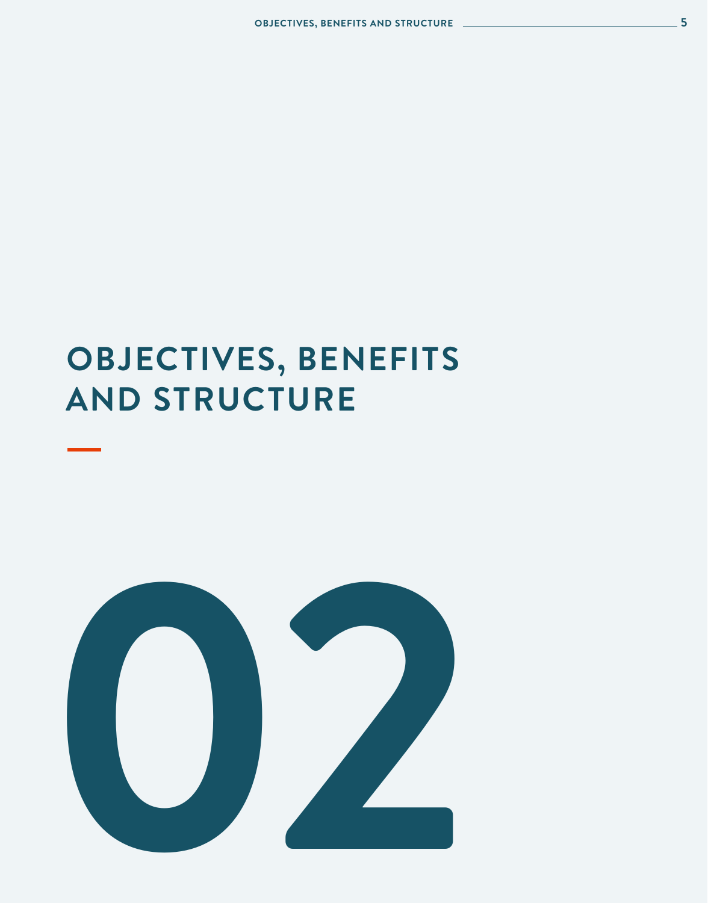# OBJECTIVES, BENEFITS AND STRUCTURE

02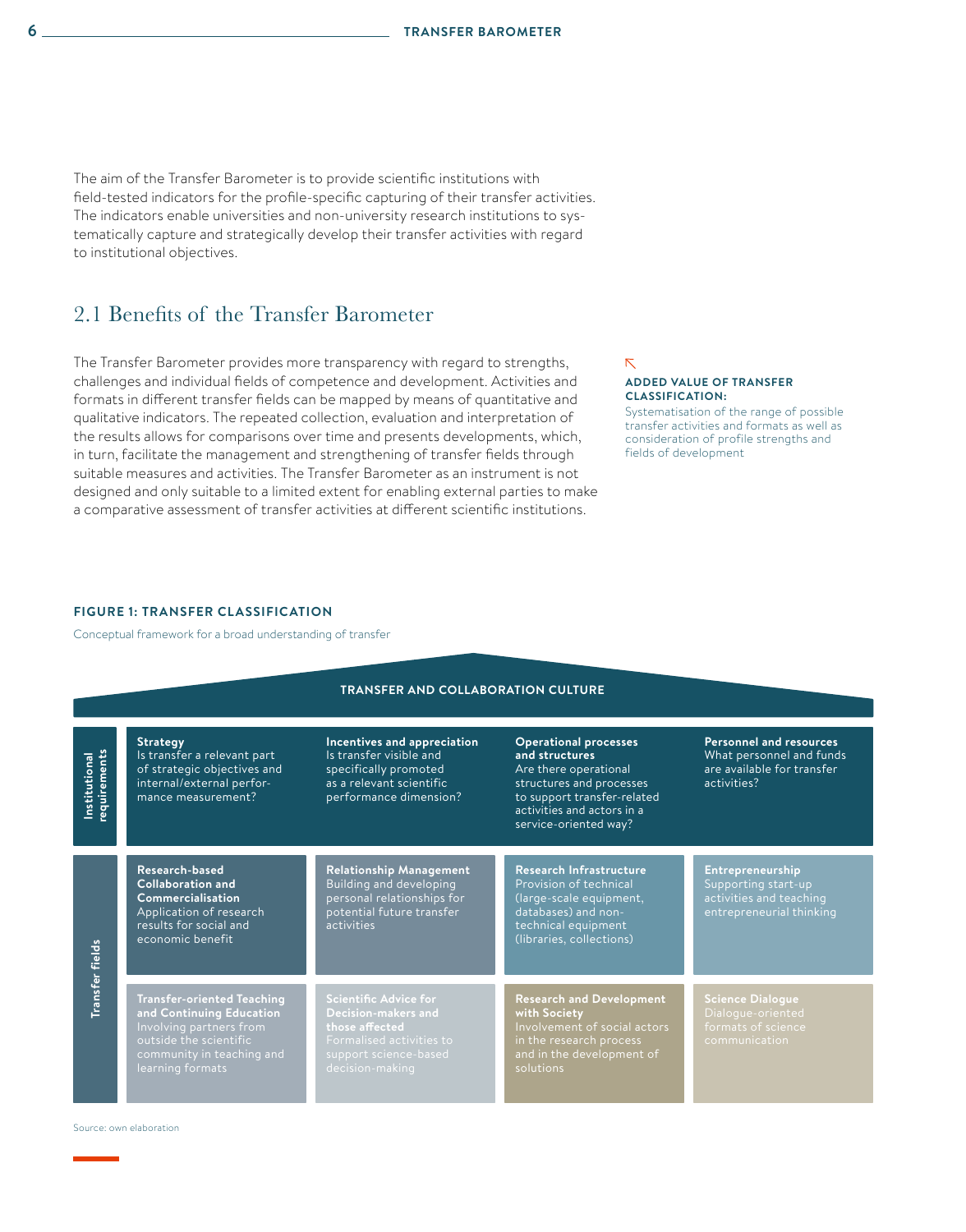The aim of the Transfer Barometer is to provide scientific institutions with field-tested indicators for the profile-specific capturing of their transfer activities. The indicators enable universities and non-university research institutions to systematically capture and strategically develop their transfer activities with regard to institutional objectives.

## 2.1 Benefits of the Transfer Barometer

The Transfer Barometer provides more transparency with regard to strengths, challenges and individual fields of competence and development. Activities and formats in different transfer fields can be mapped by means of quantitative and qualitative indicators. The repeated collection, evaluation and interpretation of the results allows for comparisons over time and presents developments, which, in turn, facilitate the management and strengthening of transfer fields through suitable measures and activities. The Transfer Barometer as an instrument is not designed and only suitable to a limited extent for enabling external parties to make a comparative assessment of transfer activities at different scientific institutions.

**ADDED VALUE OF TRANSFER CLASSIFICATION:**
Systematisation of the range of possible transfer activities and formats as well as consideration of profile strengths and fields of development

**FIGURE 1: TRANSFER CLASSIFICATION**

Conceptual framework for a broad understanding of transfer

**TRANSFER AND COLLABORATION CULTURE**

| | | | | |
|---|---|---|---|---|
| **Institutional requirements** | **Strategy** Is transfer a relevant part of strategic objectives and internal/external performance measurement? | **Incentives and appreciation** Is transfer visible and specifically promoted as a relevant scientific performance dimension? | **Operational processes and structures** Are there operational structures and processes to support transfer-related activities and actors in a service-oriented way? | **Personnel and resources** What personnel and funds are available for transfer activities? |
| **Transfer fields** | **Research-based Collaboration and Commercialisation** Application of research results for social and economic benefit | **Relationship Management** Building and developing personal relationships for potential future transfer activities | **Research Infrastructure** Provision of technical (large-scale equipment, databases) and non-technical equipment (libraries, collections) | **Entrepreneurship** Supporting start-up activities and teaching entrepreneurial thinking |
| | **Transfer-oriented Teaching and Continuing Education** Involving partners from outside the scientific community in teaching and learning formats | **Scientific Advice for Decision-makers and those affected** Formalised activities to support science-based decision-making | **Research and Development with Society** Involvement of social actors in the research process and in the development of solutions | **Science Dialogue** Dialogue-oriented formats of science communication |

Source: own elaboration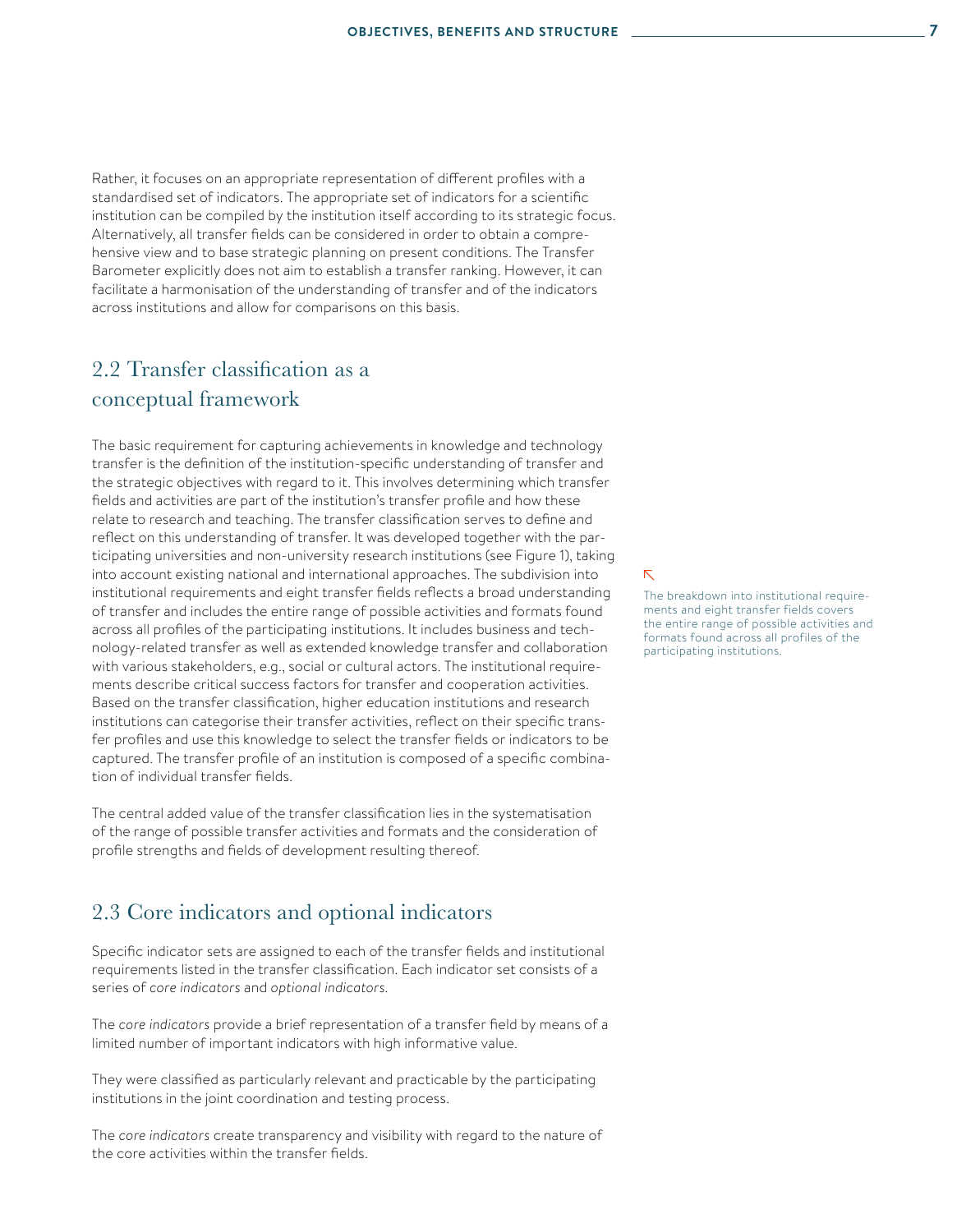Rather, it focuses on an appropriate representation of different profiles with a standardised set of indicators. The appropriate set of indicators for a scientific institution can be compiled by the institution itself according to its strategic focus. Alternatively, all transfer fields can be considered in order to obtain a comprehensive view and to base strategic planning on present conditions. The Transfer Barometer explicitly does not aim to establish a transfer ranking. However, it can facilitate a harmonisation of the understanding of transfer and of the indicators across institutions and allow for comparisons on this basis.

## 2.2 Transfer classification as a conceptual framework

The basic requirement for capturing achievements in knowledge and technology transfer is the definition of the institution-specific understanding of transfer and the strategic objectives with regard to it. This involves determining which transfer fields and activities are part of the institution's transfer profile and how these relate to research and teaching. The transfer classification serves to define and reflect on this understanding of transfer. It was developed together with the participating universities and non-university research institutions (see Figure 1), taking into account existing national and international approaches. The subdivision into institutional requirements and eight transfer fields reflects a broad understanding of transfer and includes the entire range of possible activities and formats found across all profiles of the participating institutions. It includes business and technology-related transfer as well as extended knowledge transfer and collaboration with various stakeholders, e.g., social or cultural actors. The institutional requirements describe critical success factors for transfer and cooperation activities. Based on the transfer classification, higher education institutions and research institutions can categorise their transfer activities, reflect on their specific transfer profiles and use this knowledge to select the transfer fields or indicators to be captured. The transfer profile of an institution is composed of a specific combination of individual transfer fields.

The breakdown into institutional requirements and eight transfer fields covers the entire range of possible activities and formats found across all profiles of the participating institutions.

The central added value of the transfer classification lies in the systematisation of the range of possible transfer activities and formats and the consideration of profile strengths and fields of development resulting thereof.

## 2.3 Core indicators and optional indicators

Specific indicator sets are assigned to each of the transfer fields and institutional requirements listed in the transfer classification. Each indicator set consists of a series of *core indicators* and *optional indicators*.

The *core indicators* provide a brief representation of a transfer field by means of a limited number of important indicators with high informative value.

They were classified as particularly relevant and practicable by the participating institutions in the joint coordination and testing process.

The *core indicators* create transparency and visibility with regard to the nature of the core activities within the transfer fields.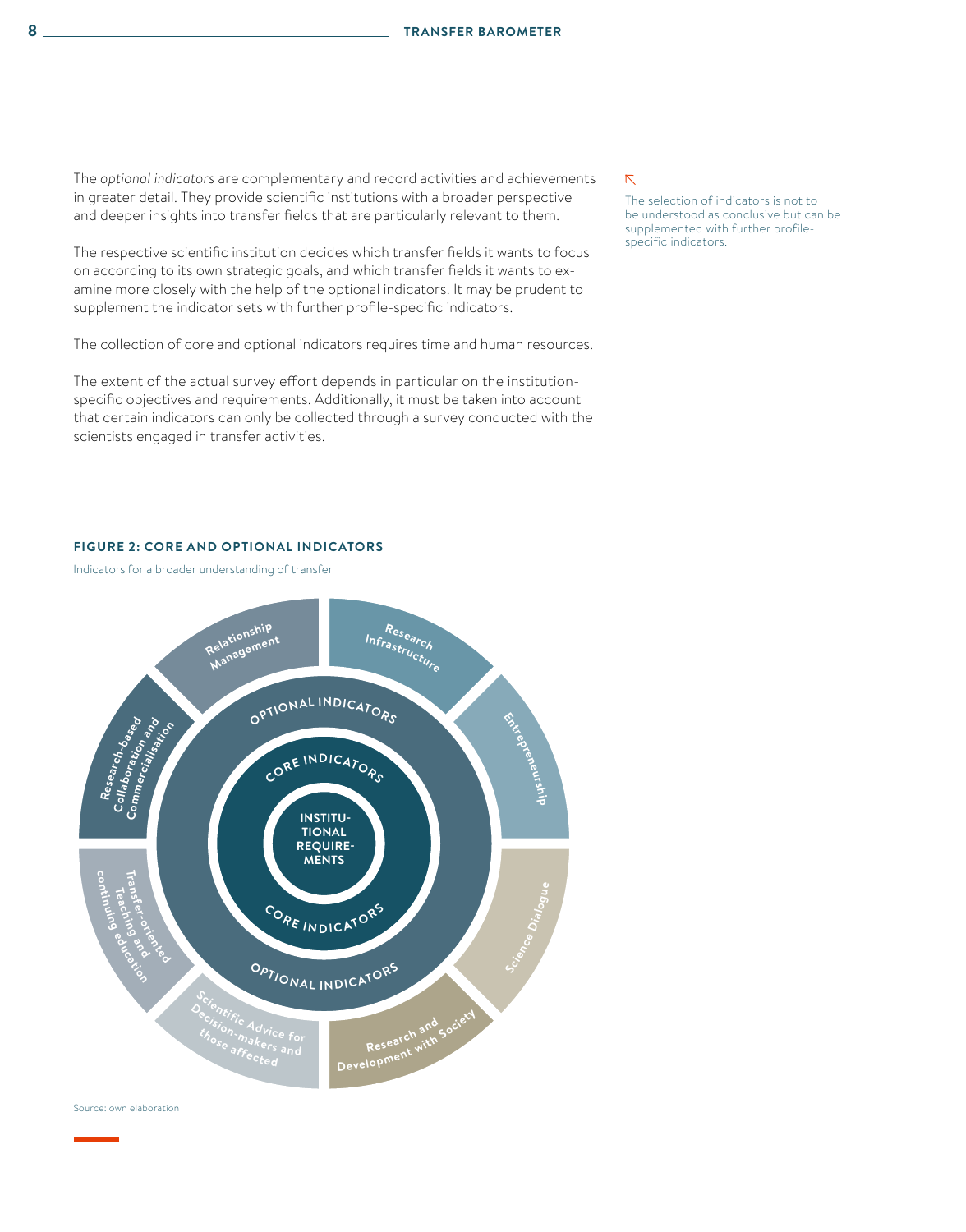The *optional indicators* are complementary and record activities and achievements in greater detail. They provide scientific institutions with a broader perspective and deeper insights into transfer fields that are particularly relevant to them.

The respective scientific institution decides which transfer fields it wants to focus on according to its own strategic goals, and which transfer fields it wants to examine more closely with the help of the optional indicators. It may be prudent to supplement the indicator sets with further profile-specific indicators.

The collection of core and optional indicators requires time and human resources.

The extent of the actual survey effort depends in particular on the institution-specific objectives and requirements. Additionally, it must be taken into account that certain indicators can only be collected through a survey conducted with the scientists engaged in transfer activities.

The selection of indicators is not to be understood as conclusive but can be supplemented with further profile-specific indicators.

**FIGURE 2: CORE AND OPTIONAL INDICATORS**

Indicators for a broader understanding of transfer

- INSTITUTIONAL REQUIREMENTS
- CORE INDICATORS
- OPTIONAL INDICATORS
- Relationship Management
- Research Infrastructure
- Entrepreneurship
- Science Dialogue
- Research and Development with Society
- Scientific Advice for Decision-makers and those affected
- Transfer-oriented Teaching and continuing education
- Research-based Collaboration and Commercialisation

Source: own elaboration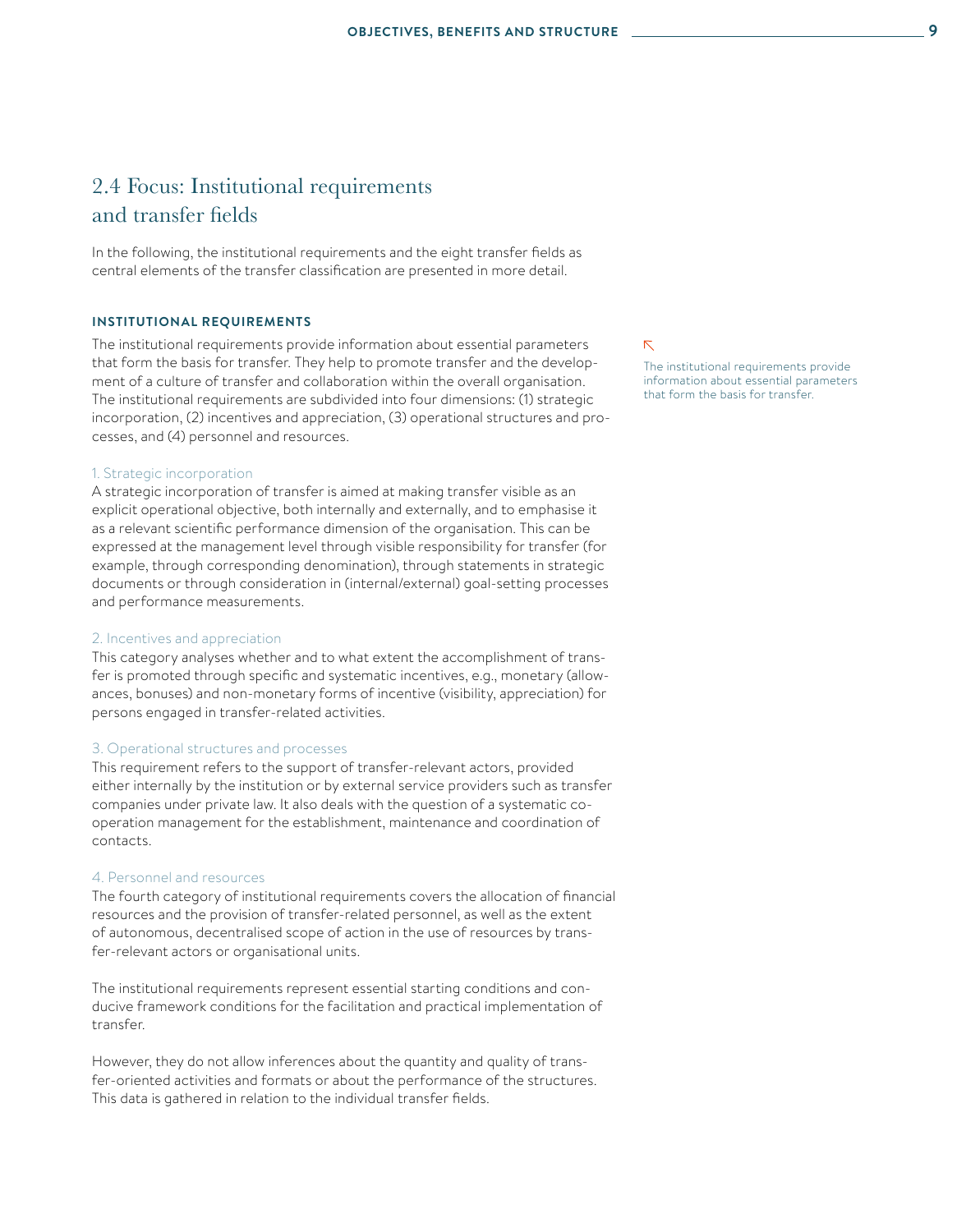## 2.4 Focus: Institutional requirements and transfer fields

In the following, the institutional requirements and the eight transfer fields as central elements of the transfer classification are presented in more detail.

### INSTITUTIONAL REQUIREMENTS

The institutional requirements provide information about essential parameters that form the basis for transfer. They help to promote transfer and the development of a culture of transfer and collaboration within the overall organisation. The institutional requirements are subdivided into four dimensions: (1) strategic incorporation, (2) incentives and appreciation, (3) operational structures and processes, and (4) personnel and resources.

The institutional requirements provide information about essential parameters that form the basis for transfer.

#### 1. Strategic incorporation

A strategic incorporation of transfer is aimed at making transfer visible as an explicit operational objective, both internally and externally, and to emphasise it as a relevant scientific performance dimension of the organisation. This can be expressed at the management level through visible responsibility for transfer (for example, through corresponding denomination), through statements in strategic documents or through consideration in (internal/external) goal-setting processes and performance measurements.

#### 2. Incentives and appreciation

This category analyses whether and to what extent the accomplishment of transfer is promoted through specific and systematic incentives, e.g., monetary (allowances, bonuses) and non-monetary forms of incentive (visibility, appreciation) for persons engaged in transfer-related activities.

#### 3. Operational structures and processes

This requirement refers to the support of transfer-relevant actors, provided either internally by the institution or by external service providers such as transfer companies under private law. It also deals with the question of a systematic cooperation management for the establishment, maintenance and coordination of contacts.

#### 4. Personnel and resources

The fourth category of institutional requirements covers the allocation of financial resources and the provision of transfer-related personnel, as well as the extent of autonomous, decentralised scope of action in the use of resources by transfer-relevant actors or organisational units.

The institutional requirements represent essential starting conditions and conducive framework conditions for the facilitation and practical implementation of transfer.

However, they do not allow inferences about the quantity and quality of transfer-oriented activities and formats or about the performance of the structures. This data is gathered in relation to the individual transfer fields.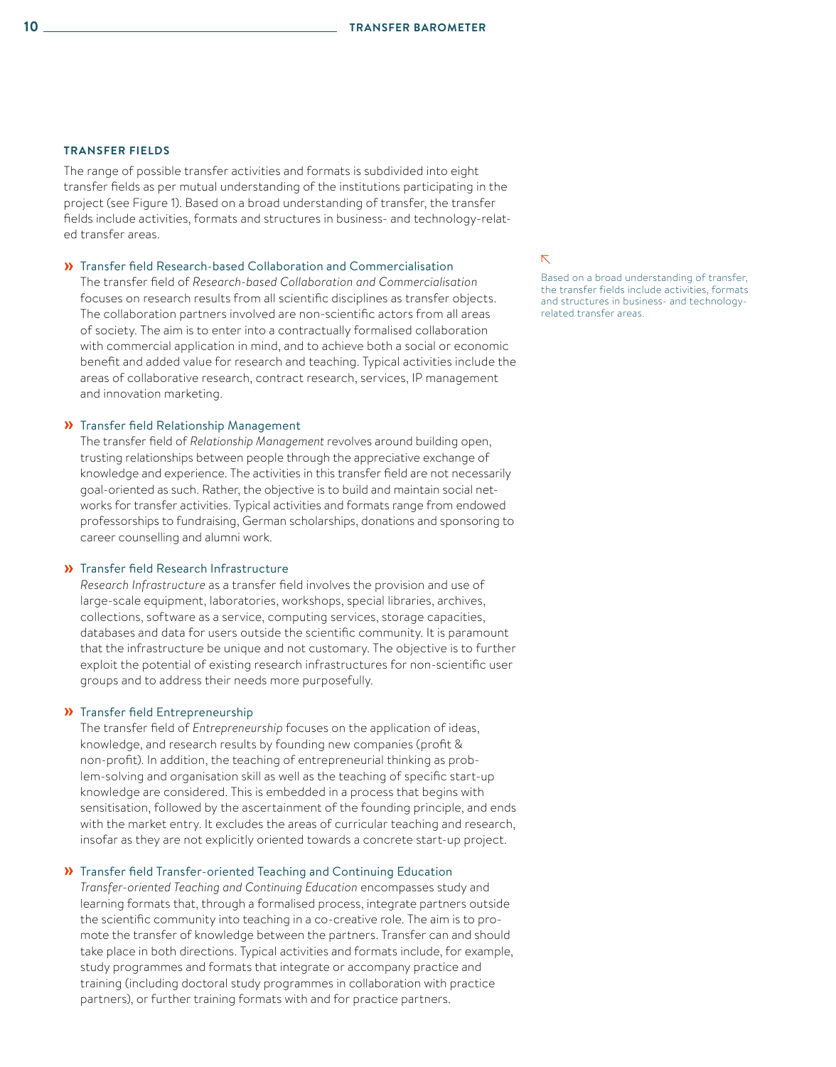## TRANSFER FIELDS

The range of possible transfer activities and formats is subdivided into eight transfer fields as per mutual understanding of the institutions participating in the project (see Figure 1). Based on a broad understanding of transfer, the transfer fields include activities, formats and structures in business- and technology-related transfer areas.

Based on a broad understanding of transfer, the transfer fields include activities, formats and structures in business- and technology-related transfer areas.

### » Transfer field Research-based Collaboration and Commercialisation

The transfer field of *Research-based Collaboration and Commercialisation* focuses on research results from all scientific disciplines as transfer objects. The collaboration partners involved are non-scientific actors from all areas of society. The aim is to enter into a contractually formalised collaboration with commercial application in mind, and to achieve both a social or economic benefit and added value for research and teaching. Typical activities include the areas of collaborative research, contract research, services, IP management and innovation marketing.

### » Transfer field Relationship Management

The transfer field of *Relationship Management* revolves around building open, trusting relationships between people through the appreciative exchange of knowledge and experience. The activities in this transfer field are not necessarily goal-oriented as such. Rather, the objective is to build and maintain social networks for transfer activities. Typical activities and formats range from endowed professorships to fundraising, German scholarships, donations and sponsoring to career counselling and alumni work.

### » Transfer field Research Infrastructure

*Research Infrastructure* as a transfer field involves the provision and use of large-scale equipment, laboratories, workshops, special libraries, archives, collections, software as a service, computing services, storage capacities, databases and data for users outside the scientific community. It is paramount that the infrastructure be unique and not customary. The objective is to further exploit the potential of existing research infrastructures for non-scientific user groups and to address their needs more purposefully.

### » Transfer field Entrepreneurship

The transfer field of *Entrepreneurship* focuses on the application of ideas, knowledge, and research results by founding new companies (profit & non-profit). In addition, the teaching of entrepreneurial thinking as problem-solving and organisation skill as well as the teaching of specific start-up knowledge are considered. This is embedded in a process that begins with sensitisation, followed by the ascertainment of the founding principle, and ends with the market entry. It excludes the areas of curricular teaching and research, insofar as they are not explicitly oriented towards a concrete start-up project.

### » Transfer field Transfer-oriented Teaching and Continuing Education

*Transfer-oriented Teaching and Continuing Education* encompasses study and learning formats that, through a formalised process, integrate partners outside the scientific community into teaching in a co-creative role. The aim is to promote the transfer of knowledge between the partners. Transfer can and should take place in both directions. Typical activities and formats include, for example, study programmes and formats that integrate or accompany practice and training (including doctoral study programmes in collaboration with practice partners), or further training formats with and for practice partners.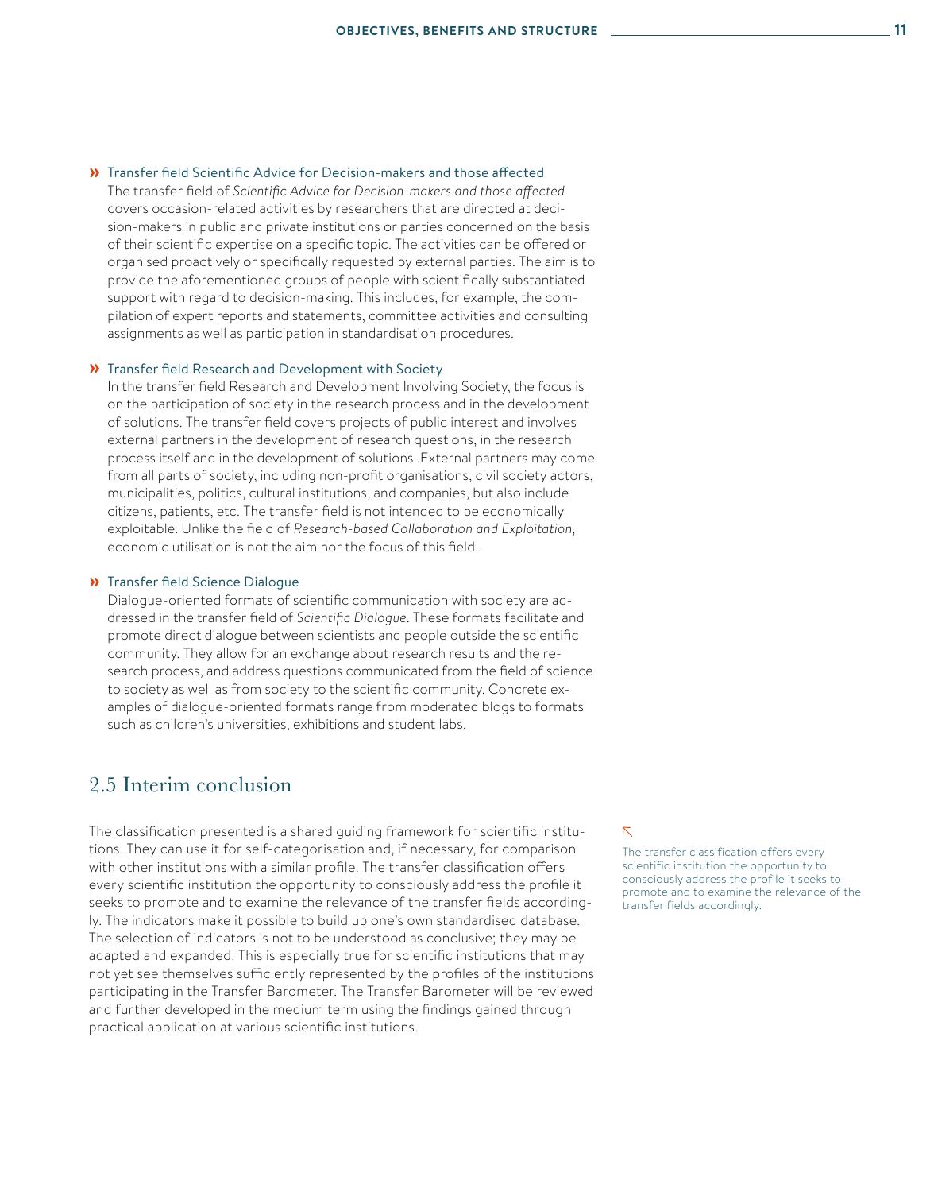» Transfer field Scientific Advice for Decision-makers and those affected

The transfer field of *Scientific Advice for Decision-makers and those affected* covers occasion-related activities by researchers that are directed at decision-makers in public and private institutions or parties concerned on the basis of their scientific expertise on a specific topic. The activities can be offered or organised proactively or specifically requested by external parties. The aim is to provide the aforementioned groups of people with scientifically substantiated support with regard to decision-making. This includes, for example, the compilation of expert reports and statements, committee activities and consulting assignments as well as participation in standardisation procedures.

» Transfer field Research and Development with Society

In the transfer field Research and Development Involving Society, the focus is on the participation of society in the research process and in the development of solutions. The transfer field covers projects of public interest and involves external partners in the development of research questions, in the research process itself and in the development of solutions. External partners may come from all parts of society, including non-profit organisations, civil society actors, municipalities, politics, cultural institutions, and companies, but also include citizens, patients, etc. The transfer field is not intended to be economically exploitable. Unlike the field of *Research-based Collaboration and Exploitation*, economic utilisation is not the aim nor the focus of this field.

» Transfer field Science Dialogue

Dialogue-oriented formats of scientific communication with society are addressed in the transfer field of *Scientific Dialogue*. These formats facilitate and promote direct dialogue between scientists and people outside the scientific community. They allow for an exchange about research results and the research process, and address questions communicated from the field of science to society as well as from society to the scientific community. Concrete examples of dialogue-oriented formats range from moderated blogs to formats such as children's universities, exhibitions and student labs.

## 2.5 Interim conclusion

The classification presented is a shared guiding framework for scientific institutions. They can use it for self-categorisation and, if necessary, for comparison with other institutions with a similar profile. The transfer classification offers every scientific institution the opportunity to consciously address the profile it seeks to promote and to examine the relevance of the transfer fields accordingly. The indicators make it possible to build up one's own standardised database. The selection of indicators is not to be understood as conclusive; they may be adapted and expanded. This is especially true for scientific institutions that may not yet see themselves sufficiently represented by the profiles of the institutions participating in the Transfer Barometer. The Transfer Barometer will be reviewed and further developed in the medium term using the findings gained through practical application at various scientific institutions.

The transfer classification offers every scientific institution the opportunity to consciously address the profile it seeks to promote and to examine the relevance of the transfer fields accordingly.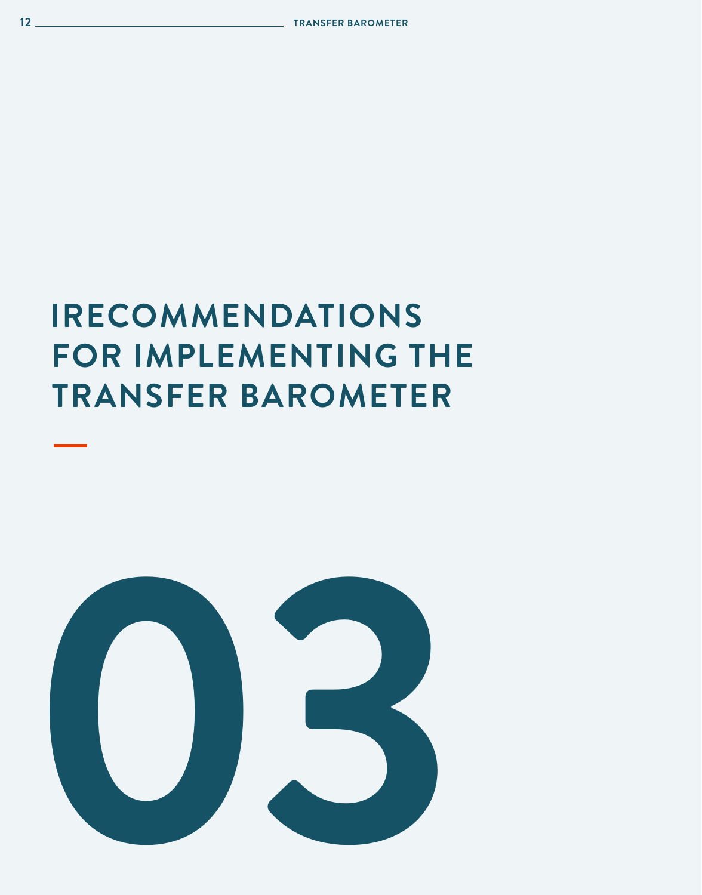# IRECOMMENDATIONS FOR IMPLEMENTING THE TRANSFER BAROMETER

03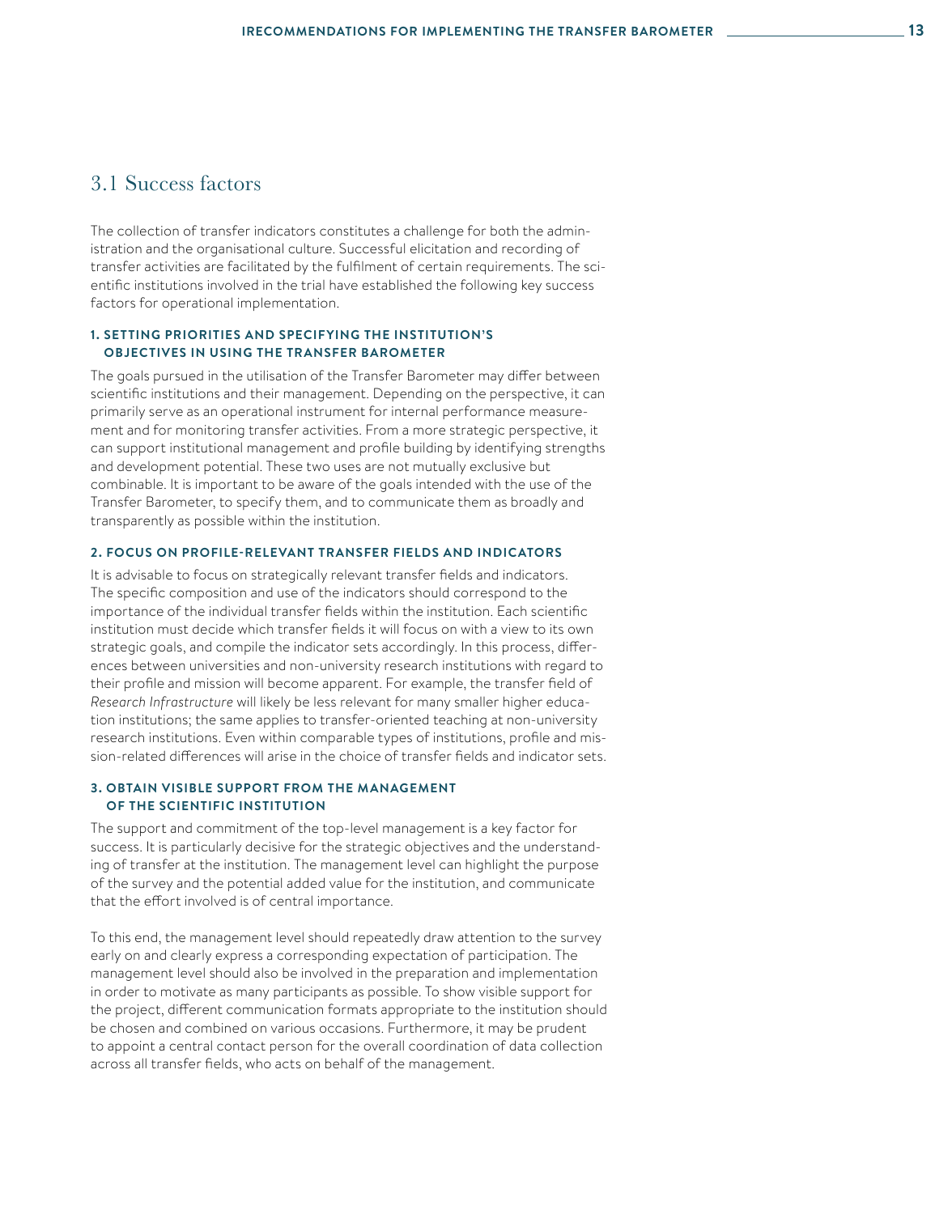## 3.1 Success factors

The collection of transfer indicators constitutes a challenge for both the administration and the organisational culture. Successful elicitation and recording of transfer activities are facilitated by the fulfilment of certain requirements. The scientific institutions involved in the trial have established the following key success factors for operational implementation.

### 1. SETTING PRIORITIES AND SPECIFYING THE INSTITUTION'S OBJECTIVES IN USING THE TRANSFER BAROMETER

The goals pursued in the utilisation of the Transfer Barometer may differ between scientific institutions and their management. Depending on the perspective, it can primarily serve as an operational instrument for internal performance measurement and for monitoring transfer activities. From a more strategic perspective, it can support institutional management and profile building by identifying strengths and development potential. These two uses are not mutually exclusive but combinable. It is important to be aware of the goals intended with the use of the Transfer Barometer, to specify them, and to communicate them as broadly and transparently as possible within the institution.

### 2. FOCUS ON PROFILE-RELEVANT TRANSFER FIELDS AND INDICATORS

It is advisable to focus on strategically relevant transfer fields and indicators. The specific composition and use of the indicators should correspond to the importance of the individual transfer fields within the institution. Each scientific institution must decide which transfer fields it will focus on with a view to its own strategic goals, and compile the indicator sets accordingly. In this process, differences between universities and non-university research institutions with regard to their profile and mission will become apparent. For example, the transfer field of *Research Infrastructure* will likely be less relevant for many smaller higher education institutions; the same applies to transfer-oriented teaching at non-university research institutions. Even within comparable types of institutions, profile and mission-related differences will arise in the choice of transfer fields and indicator sets.

### 3. OBTAIN VISIBLE SUPPORT FROM THE MANAGEMENT OF THE SCIENTIFIC INSTITUTION

The support and commitment of the top-level management is a key factor for success. It is particularly decisive for the strategic objectives and the understanding of transfer at the institution. The management level can highlight the purpose of the survey and the potential added value for the institution, and communicate that the effort involved is of central importance.

To this end, the management level should repeatedly draw attention to the survey early on and clearly express a corresponding expectation of participation. The management level should also be involved in the preparation and implementation in order to motivate as many participants as possible. To show visible support for the project, different communication formats appropriate to the institution should be chosen and combined on various occasions. Furthermore, it may be prudent to appoint a central contact person for the overall coordination of data collection across all transfer fields, who acts on behalf of the management.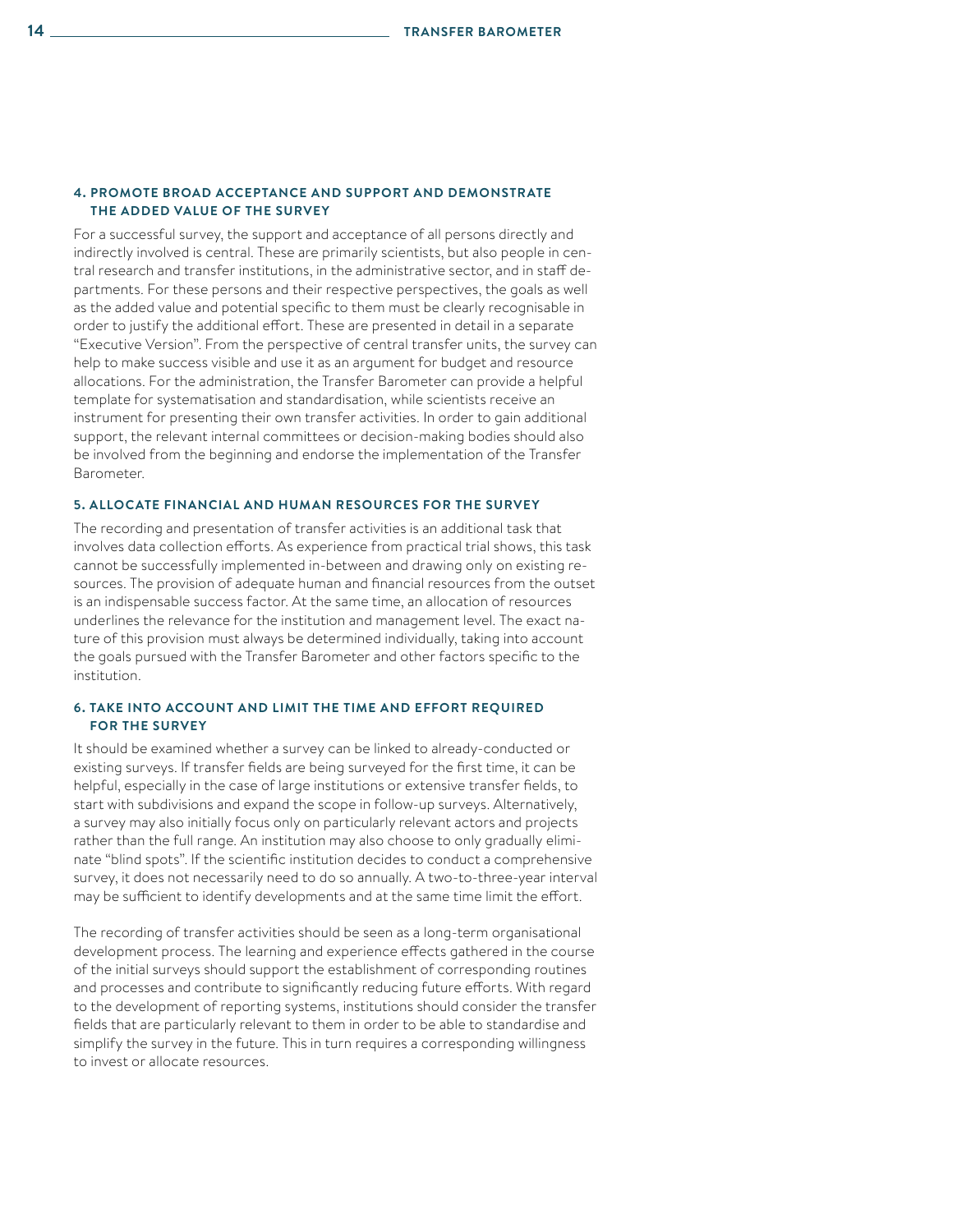### 4. PROMOTE BROAD ACCEPTANCE AND SUPPORT AND DEMONSTRATE THE ADDED VALUE OF THE SURVEY

For a successful survey, the support and acceptance of all persons directly and indirectly involved is central. These are primarily scientists, but also people in central research and transfer institutions, in the administrative sector, and in staff departments. For these persons and their respective perspectives, the goals as well as the added value and potential specific to them must be clearly recognisable in order to justify the additional effort. These are presented in detail in a separate "Executive Version". From the perspective of central transfer units, the survey can help to make success visible and use it as an argument for budget and resource allocations. For the administration, the Transfer Barometer can provide a helpful template for systematisation and standardisation, while scientists receive an instrument for presenting their own transfer activities. In order to gain additional support, the relevant internal committees or decision-making bodies should also be involved from the beginning and endorse the implementation of the Transfer Barometer.

### 5. ALLOCATE FINANCIAL AND HUMAN RESOURCES FOR THE SURVEY

The recording and presentation of transfer activities is an additional task that involves data collection efforts. As experience from practical trial shows, this task cannot be successfully implemented in-between and drawing only on existing resources. The provision of adequate human and financial resources from the outset is an indispensable success factor. At the same time, an allocation of resources underlines the relevance for the institution and management level. The exact nature of this provision must always be determined individually, taking into account the goals pursued with the Transfer Barometer and other factors specific to the institution.

### 6. TAKE INTO ACCOUNT AND LIMIT THE TIME AND EFFORT REQUIRED FOR THE SURVEY

It should be examined whether a survey can be linked to already-conducted or existing surveys. If transfer fields are being surveyed for the first time, it can be helpful, especially in the case of large institutions or extensive transfer fields, to start with subdivisions and expand the scope in follow-up surveys. Alternatively, a survey may also initially focus only on particularly relevant actors and projects rather than the full range. An institution may also choose to only gradually eliminate "blind spots". If the scientific institution decides to conduct a comprehensive survey, it does not necessarily need to do so annually. A two-to-three-year interval may be sufficient to identify developments and at the same time limit the effort.

The recording of transfer activities should be seen as a long-term organisational development process. The learning and experience effects gathered in the course of the initial surveys should support the establishment of corresponding routines and processes and contribute to significantly reducing future efforts. With regard to the development of reporting systems, institutions should consider the transfer fields that are particularly relevant to them in order to be able to standardise and simplify the survey in the future. This in turn requires a corresponding willingness to invest or allocate resources.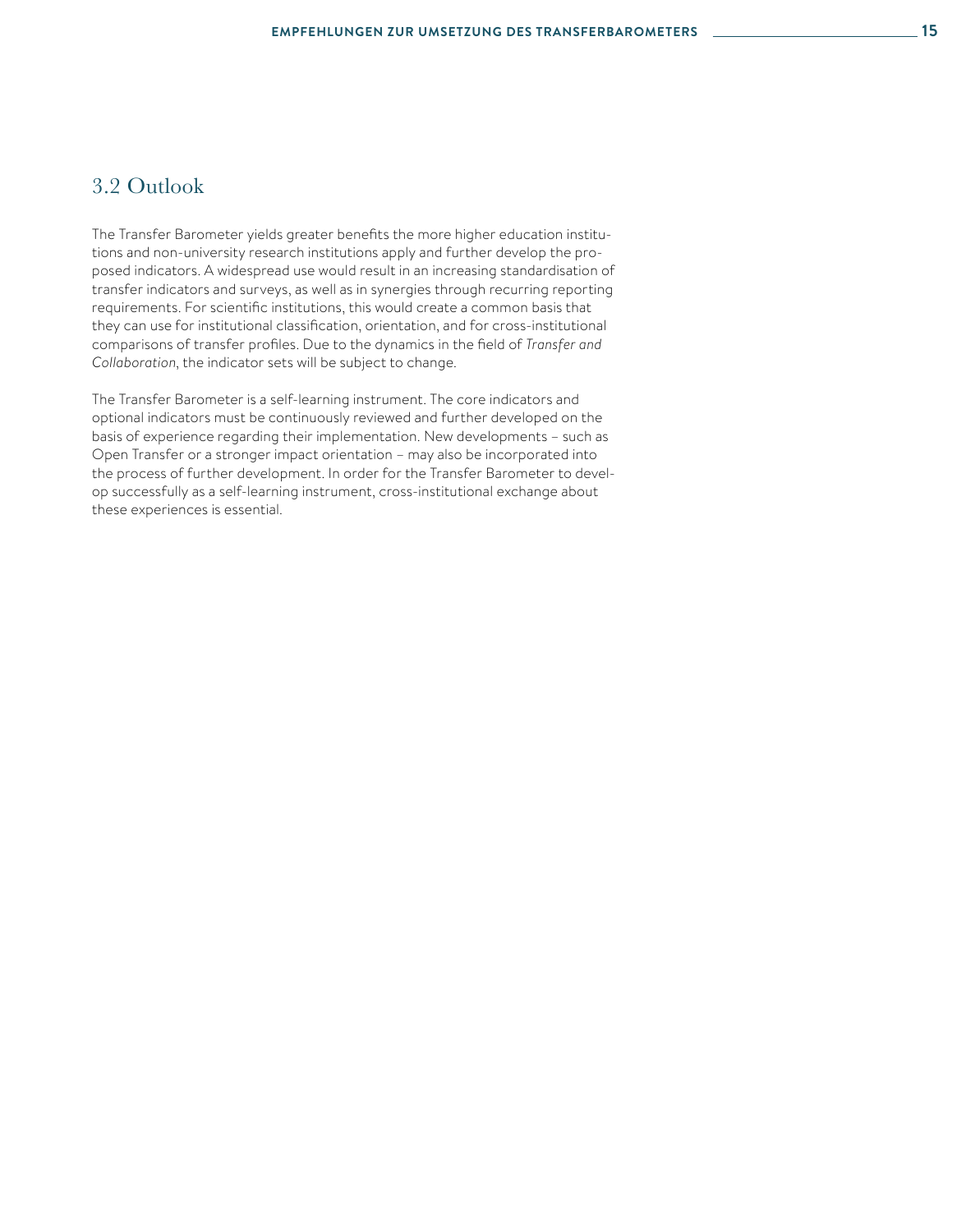## 3.2 Outlook

The Transfer Barometer yields greater benefits the more higher education institutions and non-university research institutions apply and further develop the proposed indicators. A widespread use would result in an increasing standardisation of transfer indicators and surveys, as well as in synergies through recurring reporting requirements. For scientific institutions, this would create a common basis that they can use for institutional classification, orientation, and for cross-institutional comparisons of transfer profiles. Due to the dynamics in the field of *Transfer and Collaboration*, the indicator sets will be subject to change.

The Transfer Barometer is a self-learning instrument. The core indicators and optional indicators must be continuously reviewed and further developed on the basis of experience regarding their implementation. New developments – such as Open Transfer or a stronger impact orientation – may also be incorporated into the process of further development. In order for the Transfer Barometer to develop successfully as a self-learning instrument, cross-institutional exchange about these experiences is essential.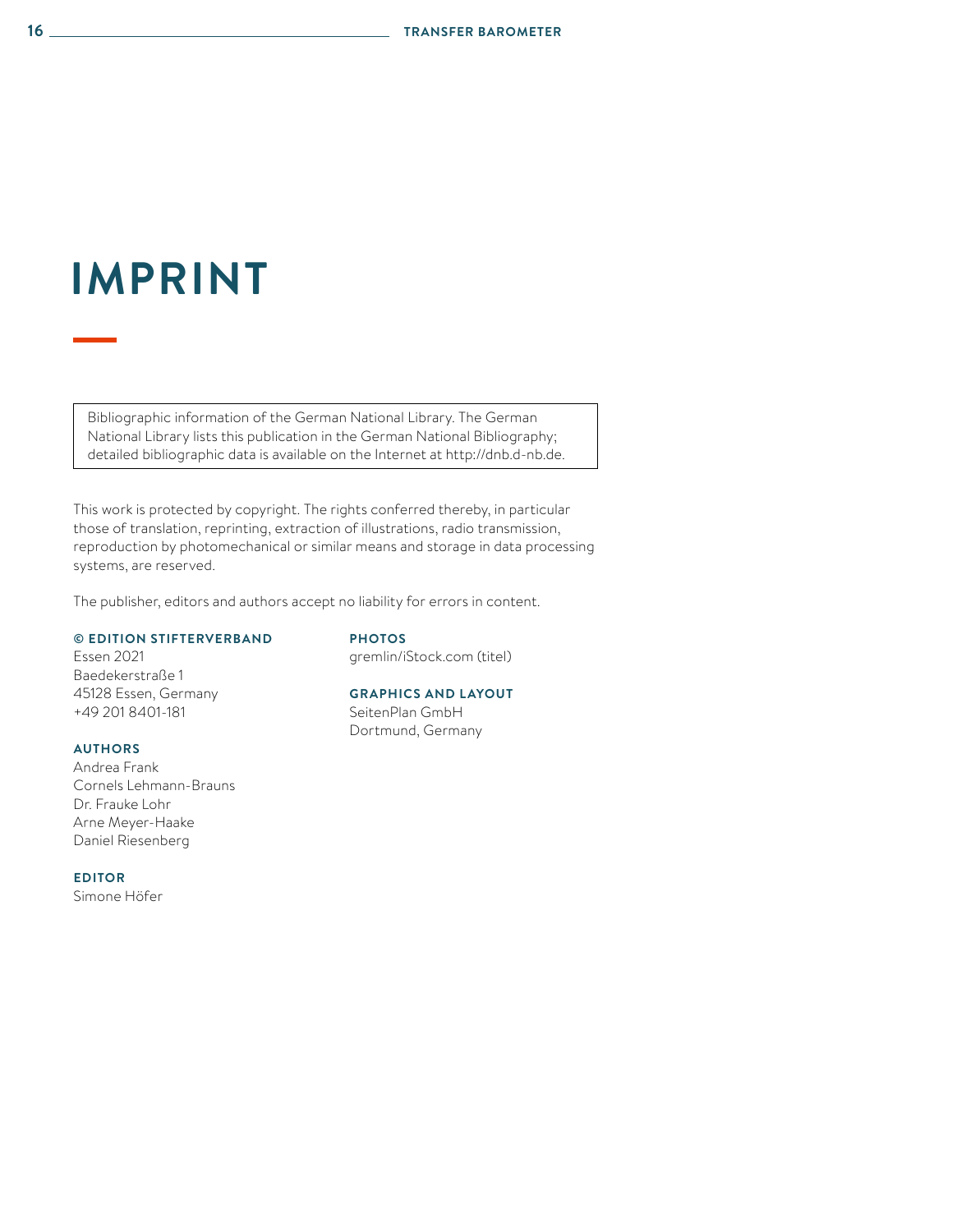# IMPRINT

Bibliographic information of the German National Library. The German National Library lists this publication in the German National Bibliography; detailed bibliographic data is available on the Internet at http://dnb.d-nb.de.

This work is protected by copyright. The rights conferred thereby, in particular those of translation, reprinting, extraction of illustrations, radio transmission, reproduction by photomechanical or similar means and storage in data processing systems, are reserved.

The publisher, editors and authors accept no liability for errors in content.

**© EDITION STIFTERVERBAND**
Essen 2021
Baedekerstraße 1
45128 Essen, Germany
+49 201 8401-181

**AUTHORS**
Andrea Frank
Cornels Lehmann-Brauns
Dr. Frauke Lohr
Arne Meyer-Haake
Daniel Riesenberg

**EDITOR**
Simone Höfer

**PHOTOS**
gremlin/iStock.com (titel)

**GRAPHICS AND LAYOUT**
SeitenPlan GmbH
Dortmund, Germany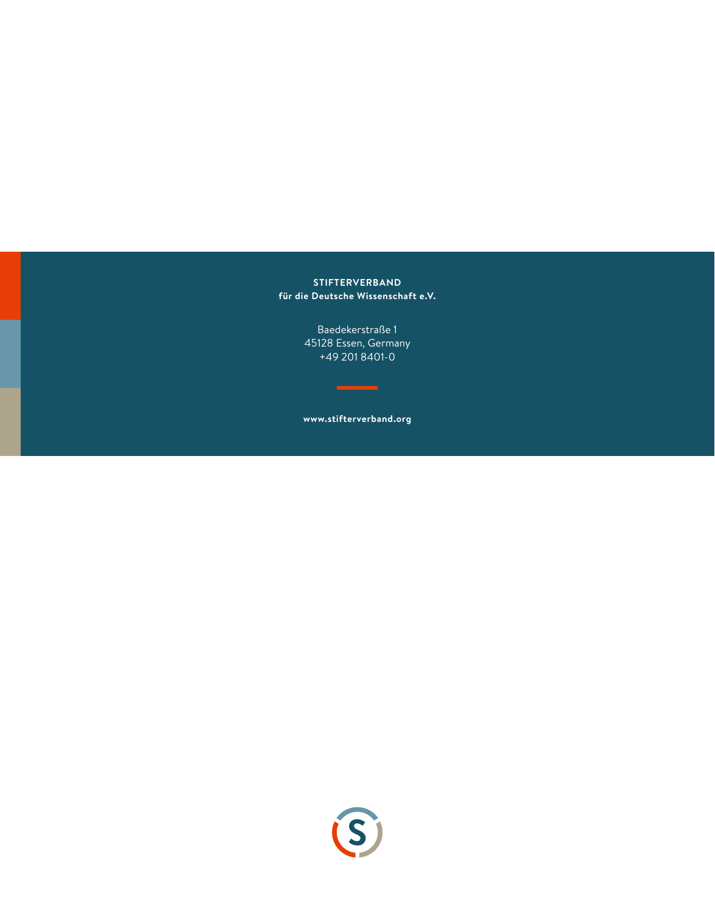**STIFTERVERBAND**
**für die Deutsche Wissenschaft e.V.**

Baedekerstraße 1
45128 Essen, Germany
+49 201 8401-0

**www.stifterverband.org**